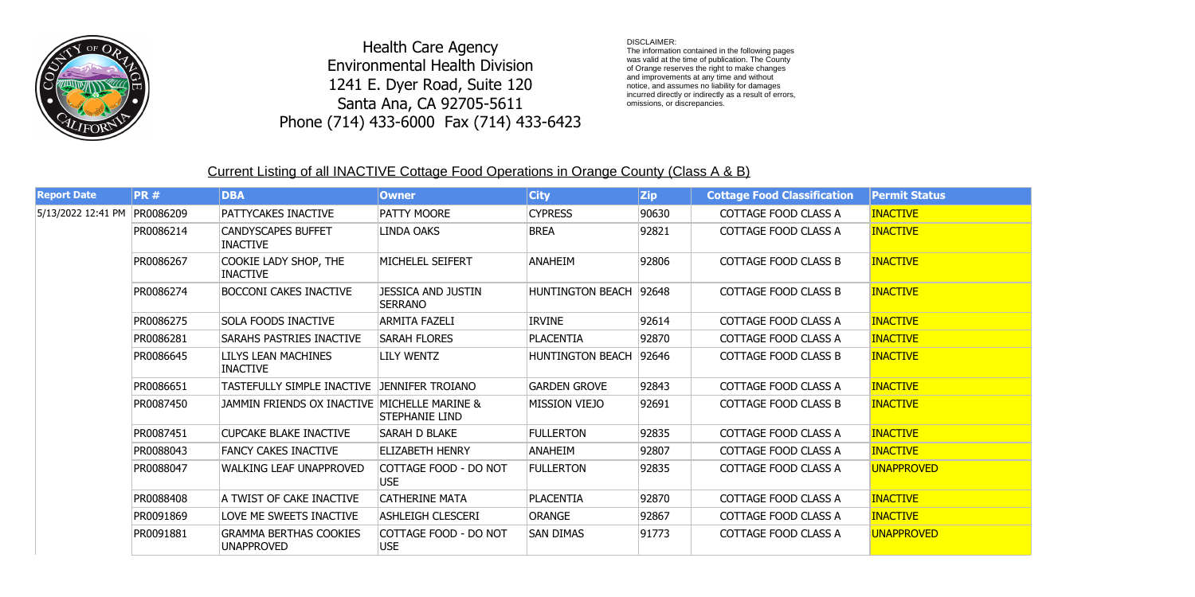Health Care Agency
Environmental Health Division
1241 E. Dyer Road, Suite 120
Santa Ana, CA 92705-5611
Phone (714) 433-6000 Fax (714) 433-6423

DISCLAIMER:
The information contained in the following pages was valid at the time of publication. The County of Orange reserves the right to make changes and improvements at any time and without notice, and assumes no liability for damages incurred directly or indirectly as a result of errors, omissions, or discrepancies.

## Current Listing of all INACTIVE Cottage Food Operations in Orange County (Class A & B)

| Report Date | PR # | DBA | Owner | City | Zip | Cottage Food Classification | Permit Status |
|---|---|---|---|---|---|---|---|
| 5/13/2022 12:41 PM | PR0086209 | PATTYCAKES INACTIVE | PATTY MOORE | CYPRESS | 90630 | COTTAGE FOOD CLASS A | INACTIVE |
| | PR0086214 | CANDYSCAPES BUFFET INACTIVE | LINDA OAKS | BREA | 92821 | COTTAGE FOOD CLASS A | INACTIVE |
| | PR0086267 | COOKIE LADY SHOP, THE INACTIVE | MICHELEL SEIFERT | ANAHEIM | 92806 | COTTAGE FOOD CLASS B | INACTIVE |
| | PR0086274 | BOCCONI CAKES INACTIVE | JESSICA AND JUSTIN SERRANO | HUNTINGTON BEACH | 92648 | COTTAGE FOOD CLASS B | INACTIVE |
| | PR0086275 | SOLA FOODS INACTIVE | ARMITA FAZELI | IRVINE | 92614 | COTTAGE FOOD CLASS A | INACTIVE |
| | PR0086281 | SARAHS PASTRIES INACTIVE | SARAH FLORES | PLACENTIA | 92870 | COTTAGE FOOD CLASS A | INACTIVE |
| | PR0086645 | LILYS LEAN MACHINES INACTIVE | LILY WENTZ | HUNTINGTON BEACH | 92646 | COTTAGE FOOD CLASS B | INACTIVE |
| | PR0086651 | TASTEFULLY SIMPLE INACTIVE | JENNIFER TROIANO | GARDEN GROVE | 92843 | COTTAGE FOOD CLASS A | INACTIVE |
| | PR0087450 | JAMMIN FRIENDS OX INACTIVE | MICHELLE MARINE & STEPHANIE LIND | MISSION VIEJO | 92691 | COTTAGE FOOD CLASS B | INACTIVE |
| | PR0087451 | CUPCAKE BLAKE INACTIVE | SARAH D BLAKE | FULLERTON | 92835 | COTTAGE FOOD CLASS A | INACTIVE |
| | PR0088043 | FANCY CAKES INACTIVE | ELIZABETH HENRY | ANAHEIM | 92807 | COTTAGE FOOD CLASS A | INACTIVE |
| | PR0088047 | WALKING LEAF UNAPPROVED | COTTAGE FOOD - DO NOT USE | FULLERTON | 92835 | COTTAGE FOOD CLASS A | UNAPPROVED |
| | PR0088408 | A TWIST OF CAKE INACTIVE | CATHERINE MATA | PLACENTIA | 92870 | COTTAGE FOOD CLASS A | INACTIVE |
| | PR0091869 | LOVE ME SWEETS INACTIVE | ASHLEIGH CLESCERI | ORANGE | 92867 | COTTAGE FOOD CLASS A | INACTIVE |
| | PR0091881 | GRAMMA BERTHAS COOKIES UNAPPROVED | COTTAGE FOOD - DO NOT USE | SAN DIMAS | 91773 | COTTAGE FOOD CLASS A | UNAPPROVED |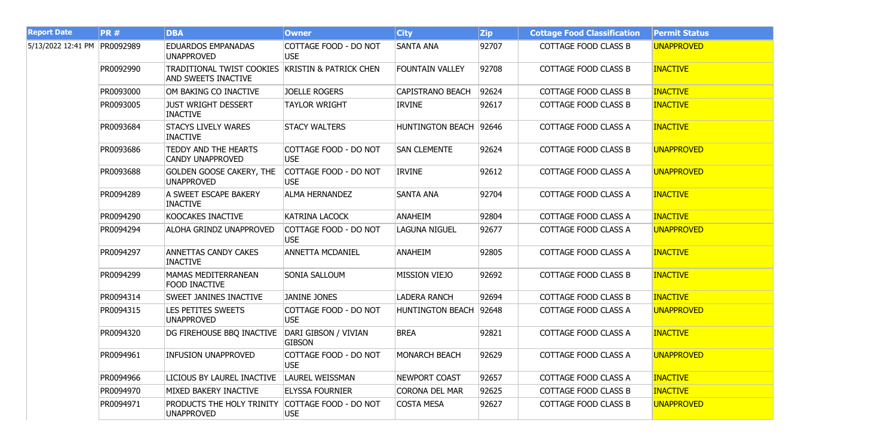| Report Date | PR # | DBA | Owner | City | Zip | Cottage Food Classification | Permit Status |
|---|---|---|---|---|---|---|---|
| 5/13/2022 12:41 PM | PR0092989 | EDUARDOS EMPANADAS UNAPPROVED | COTTAGE FOOD - DO NOT USE | SANTA ANA | 92707 | COTTAGE FOOD CLASS B | UNAPPROVED |
| | PR0092990 | TRADITIONAL TWIST COOKIES AND SWEETS INACTIVE | KRISTIN & PATRICK CHEN | FOUNTAIN VALLEY | 92708 | COTTAGE FOOD CLASS B | INACTIVE |
| | PR0093000 | OM BAKING CO INACTIVE | JOELLE ROGERS | CAPISTRANO BEACH | 92624 | COTTAGE FOOD CLASS B | INACTIVE |
| | PR0093005 | JUST WRIGHT DESSERT INACTIVE | TAYLOR WRIGHT | IRVINE | 92617 | COTTAGE FOOD CLASS B | INACTIVE |
| | PR0093684 | STACYS LIVELY WARES INACTIVE | STACY WALTERS | HUNTINGTON BEACH | 92646 | COTTAGE FOOD CLASS A | INACTIVE |
| | PR0093686 | TEDDY AND THE HEARTS CANDY UNAPPROVED | COTTAGE FOOD - DO NOT USE | SAN CLEMENTE | 92624 | COTTAGE FOOD CLASS B | UNAPPROVED |
| | PR0093688 | GOLDEN GOOSE CAKERY, THE UNAPPROVED | COTTAGE FOOD - DO NOT USE | IRVINE | 92612 | COTTAGE FOOD CLASS A | UNAPPROVED |
| | PR0094289 | A SWEET ESCAPE BAKERY INACTIVE | ALMA HERNANDEZ | SANTA ANA | 92704 | COTTAGE FOOD CLASS A | INACTIVE |
| | PR0094290 | KOOCAKES INACTIVE | KATRINA LACOCK | ANAHEIM | 92804 | COTTAGE FOOD CLASS A | INACTIVE |
| | PR0094294 | ALOHA GRINDZ UNAPPROVED | COTTAGE FOOD - DO NOT USE | LAGUNA NIGUEL | 92677 | COTTAGE FOOD CLASS A | UNAPPROVED |
| | PR0094297 | ANNETTAS CANDY CAKES INACTIVE | ANNETTA MCDANIEL | ANAHEIM | 92805 | COTTAGE FOOD CLASS A | INACTIVE |
| | PR0094299 | MAMAS MEDITERRANEAN FOOD INACTIVE | SONIA SALLOUM | MISSION VIEJO | 92692 | COTTAGE FOOD CLASS B | INACTIVE |
| | PR0094314 | SWEET JANINES INACTIVE | JANINE JONES | LADERA RANCH | 92694 | COTTAGE FOOD CLASS B | INACTIVE |
| | PR0094315 | LES PETITES SWEETS UNAPPROVED | COTTAGE FOOD - DO NOT USE | HUNTINGTON BEACH | 92648 | COTTAGE FOOD CLASS A | UNAPPROVED |
| | PR0094320 | DG FIREHOUSE BBQ INACTIVE | DARI GIBSON / VIVIAN GIBSON | BREA | 92821 | COTTAGE FOOD CLASS A | INACTIVE |
| | PR0094961 | INFUSION UNAPPROVED | COTTAGE FOOD - DO NOT USE | MONARCH BEACH | 92629 | COTTAGE FOOD CLASS A | UNAPPROVED |
| | PR0094966 | LICIOUS BY LAUREL INACTIVE | LAUREL WEISSMAN | NEWPORT COAST | 92657 | COTTAGE FOOD CLASS A | INACTIVE |
| | PR0094970 | MIXED BAKERY INACTIVE | ELYSSA FOURNIER | CORONA DEL MAR | 92625 | COTTAGE FOOD CLASS B | INACTIVE |
| | PR0094971 | PRODUCTS THE HOLY TRINITY UNAPPROVED | COTTAGE FOOD - DO NOT USE | COSTA MESA | 92627 | COTTAGE FOOD CLASS B | UNAPPROVED |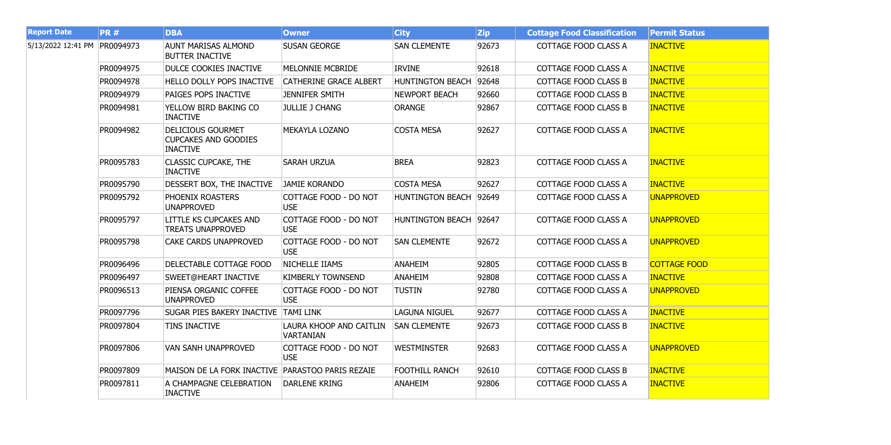| Report Date | PR # | DBA | Owner | City | Zip | Cottage Food Classification | Permit Status |
|---|---|---|---|---|---|---|---|
| 5/13/2022 12:41 PM | PR0094973 | AUNT MARISAS ALMOND BUTTER INACTIVE | SUSAN GEORGE | SAN CLEMENTE | 92673 | COTTAGE FOOD CLASS A | INACTIVE |
| | PR0094975 | DULCE COOKIES INACTIVE | MELONNIE MCBRIDE | IRVINE | 92618 | COTTAGE FOOD CLASS A | INACTIVE |
| | PR0094978 | HELLO DOLLY POPS INACTIVE | CATHERINE GRACE ALBERT | HUNTINGTON BEACH | 92648 | COTTAGE FOOD CLASS B | INACTIVE |
| | PR0094979 | PAIGES POPS INACTIVE | JENNIFER SMITH | NEWPORT BEACH | 92660 | COTTAGE FOOD CLASS B | INACTIVE |
| | PR0094981 | YELLOW BIRD BAKING CO INACTIVE | JULLIE J CHANG | ORANGE | 92867 | COTTAGE FOOD CLASS B | INACTIVE |
| | PR0094982 | DELICIOUS GOURMET CUPCAKES AND GOODIES INACTIVE | MEKAYLA LOZANO | COSTA MESA | 92627 | COTTAGE FOOD CLASS A | INACTIVE |
| | PR0095783 | CLASSIC CUPCAKE, THE INACTIVE | SARAH URZUA | BREA | 92823 | COTTAGE FOOD CLASS A | INACTIVE |
| | PR0095790 | DESSERT BOX, THE INACTIVE | JAMIE KORANDO | COSTA MESA | 92627 | COTTAGE FOOD CLASS A | INACTIVE |
| | PR0095792 | PHOENIX ROASTERS UNAPPROVED | COTTAGE FOOD - DO NOT USE | HUNTINGTON BEACH | 92649 | COTTAGE FOOD CLASS A | UNAPPROVED |
| | PR0095797 | LITTLE KS CUPCAKES AND TREATS UNAPPROVED | COTTAGE FOOD - DO NOT USE | HUNTINGTON BEACH | 92647 | COTTAGE FOOD CLASS A | UNAPPROVED |
| | PR0095798 | CAKE CARDS UNAPPROVED | COTTAGE FOOD - DO NOT USE | SAN CLEMENTE | 92672 | COTTAGE FOOD CLASS A | UNAPPROVED |
| | PR0096496 | DELECTABLE COTTAGE FOOD | NICHELLE IIAMS | ANAHEIM | 92805 | COTTAGE FOOD CLASS B | COTTAGE FOOD |
| | PR0096497 | SWEET@HEART INACTIVE | KIMBERLY TOWNSEND | ANAHEIM | 92808 | COTTAGE FOOD CLASS A | INACTIVE |
| | PR0096513 | PIENSA ORGANIC COFFEE UNAPPROVED | COTTAGE FOOD - DO NOT USE | TUSTIN | 92780 | COTTAGE FOOD CLASS A | UNAPPROVED |
| | PR0097796 | SUGAR PIES BAKERY INACTIVE | TAMI LINK | LAGUNA NIGUEL | 92677 | COTTAGE FOOD CLASS A | INACTIVE |
| | PR0097804 | TINS INACTIVE | LAURA KHOOP AND CAITLIN VARTANIAN | SAN CLEMENTE | 92673 | COTTAGE FOOD CLASS B | INACTIVE |
| | PR0097806 | VAN SANH UNAPPROVED | COTTAGE FOOD - DO NOT USE | WESTMINSTER | 92683 | COTTAGE FOOD CLASS A | UNAPPROVED |
| | PR0097809 | MAISON DE LA FORK INACTIVE | PARASTOO PARIS REZAIE | FOOTHILL RANCH | 92610 | COTTAGE FOOD CLASS B | INACTIVE |
| | PR0097811 | A CHAMPAGNE CELEBRATION INACTIVE | DARLENE KRING | ANAHEIM | 92806 | COTTAGE FOOD CLASS A | INACTIVE |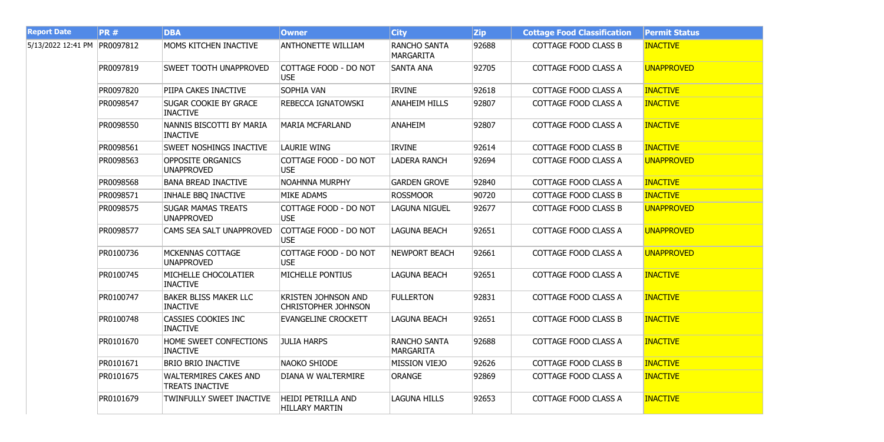| Report Date | PR # | DBA | Owner | City | Zip | Cottage Food Classification | Permit Status |
|---|---|---|---|---|---|---|---|
| 5/13/2022 12:41 PM | PR0097812 | MOMS KITCHEN INACTIVE | ANTHONETTE WILLIAM | RANCHO SANTA MARGARITA | 92688 | COTTAGE FOOD CLASS B | INACTIVE |
| | PR0097819 | SWEET TOOTH UNAPPROVED | COTTAGE FOOD - DO NOT USE | SANTA ANA | 92705 | COTTAGE FOOD CLASS A | UNAPPROVED |
| | PR0097820 | PIIPA CAKES INACTIVE | SOPHIA VAN | IRVINE | 92618 | COTTAGE FOOD CLASS A | INACTIVE |
| | PR0098547 | SUGAR COOKIE BY GRACE INACTIVE | REBECCA IGNATOWSKI | ANAHEIM HILLS | 92807 | COTTAGE FOOD CLASS A | INACTIVE |
| | PR0098550 | NANNIS BISCOTTI BY MARIA INACTIVE | MARIA MCFARLAND | ANAHEIM | 92807 | COTTAGE FOOD CLASS A | INACTIVE |
| | PR0098561 | SWEET NOSHINGS INACTIVE | LAURIE WING | IRVINE | 92614 | COTTAGE FOOD CLASS B | INACTIVE |
| | PR0098563 | OPPOSITE ORGANICS UNAPPROVED | COTTAGE FOOD - DO NOT USE | LADERA RANCH | 92694 | COTTAGE FOOD CLASS A | UNAPPROVED |
| | PR0098568 | BANA BREAD INACTIVE | NOAHNNA MURPHY | GARDEN GROVE | 92840 | COTTAGE FOOD CLASS A | INACTIVE |
| | PR0098571 | INHALE BBQ INACTIVE | MIKE ADAMS | ROSSMOOR | 90720 | COTTAGE FOOD CLASS B | INACTIVE |
| | PR0098575 | SUGAR MAMAS TREATS UNAPPROVED | COTTAGE FOOD - DO NOT USE | LAGUNA NIGUEL | 92677 | COTTAGE FOOD CLASS B | UNAPPROVED |
| | PR0098577 | CAMS SEA SALT UNAPPROVED | COTTAGE FOOD - DO NOT USE | LAGUNA BEACH | 92651 | COTTAGE FOOD CLASS A | UNAPPROVED |
| | PR0100736 | MCKENNAS COTTAGE UNAPPROVED | COTTAGE FOOD - DO NOT USE | NEWPORT BEACH | 92661 | COTTAGE FOOD CLASS A | UNAPPROVED |
| | PR0100745 | MICHELLE CHOCOLATIER INACTIVE | MICHELLE PONTIUS | LAGUNA BEACH | 92651 | COTTAGE FOOD CLASS A | INACTIVE |
| | PR0100747 | BAKER BLISS MAKER LLC INACTIVE | KRISTEN JOHNSON AND CHRISTOPHER JOHNSON | FULLERTON | 92831 | COTTAGE FOOD CLASS A | INACTIVE |
| | PR0100748 | CASSIES COOKIES INC INACTIVE | EVANGELINE CROCKETT | LAGUNA BEACH | 92651 | COTTAGE FOOD CLASS B | INACTIVE |
| | PR0101670 | HOME SWEET CONFECTIONS INACTIVE | JULIA HARPS | RANCHO SANTA MARGARITA | 92688 | COTTAGE FOOD CLASS A | INACTIVE |
| | PR0101671 | BRIO BRIO INACTIVE | NAOKO SHIODE | MISSION VIEJO | 92626 | COTTAGE FOOD CLASS B | INACTIVE |
| | PR0101675 | WALTERMIRES CAKES AND TREATS INACTIVE | DIANA W WALTERMIRE | ORANGE | 92869 | COTTAGE FOOD CLASS A | INACTIVE |
| | PR0101679 | TWINFULLY SWEET INACTIVE | HEIDI PETRILLA AND HILLARY MARTIN | LAGUNA HILLS | 92653 | COTTAGE FOOD CLASS A | INACTIVE |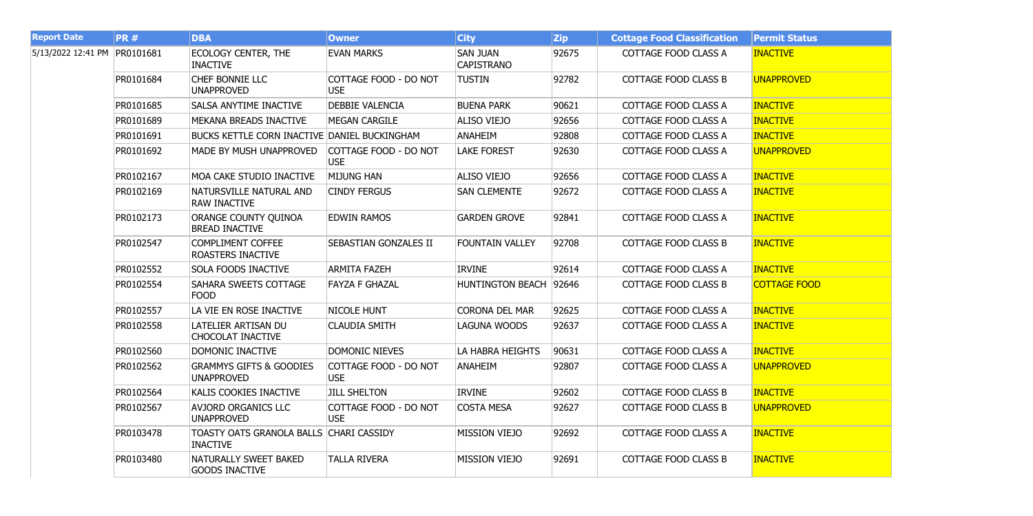| Report Date | PR # | DBA | Owner | City | Zip | Cottage Food Classification | Permit Status |
|---|---|---|---|---|---|---|---|
| 5/13/2022 12:41 PM | PR0101681 | ECOLOGY CENTER, THE INACTIVE | EVAN MARKS | SAN JUAN CAPISTRANO | 92675 | COTTAGE FOOD CLASS A | INACTIVE |
| | PR0101684 | CHEF BONNIE LLC UNAPPROVED | COTTAGE FOOD - DO NOT USE | TUSTIN | 92782 | COTTAGE FOOD CLASS B | UNAPPROVED |
| | PR0101685 | SALSA ANYTIME INACTIVE | DEBBIE VALENCIA | BUENA PARK | 90621 | COTTAGE FOOD CLASS A | INACTIVE |
| | PR0101689 | MEKANA BREADS INACTIVE | MEGAN CARGILE | ALISO VIEJO | 92656 | COTTAGE FOOD CLASS A | INACTIVE |
| | PR0101691 | BUCKS KETTLE CORN INACTIVE | DANIEL BUCKINGHAM | ANAHEIM | 92808 | COTTAGE FOOD CLASS A | INACTIVE |
| | PR0101692 | MADE BY MUSH UNAPPROVED | COTTAGE FOOD - DO NOT USE | LAKE FOREST | 92630 | COTTAGE FOOD CLASS A | UNAPPROVED |
| | PR0102167 | MOA CAKE STUDIO INACTIVE | MIJUNG HAN | ALISO VIEJO | 92656 | COTTAGE FOOD CLASS A | INACTIVE |
| | PR0102169 | NATURSVILLE NATURAL AND RAW INACTIVE | CINDY FERGUS | SAN CLEMENTE | 92672 | COTTAGE FOOD CLASS A | INACTIVE |
| | PR0102173 | ORANGE COUNTY QUINOA BREAD INACTIVE | EDWIN RAMOS | GARDEN GROVE | 92841 | COTTAGE FOOD CLASS A | INACTIVE |
| | PR0102547 | COMPLIMENT COFFEE ROASTERS INACTIVE | SEBASTIAN GONZALES II | FOUNTAIN VALLEY | 92708 | COTTAGE FOOD CLASS B | INACTIVE |
| | PR0102552 | SOLA FOODS INACTIVE | ARMITA FAZEH | IRVINE | 92614 | COTTAGE FOOD CLASS A | INACTIVE |
| | PR0102554 | SAHARA SWEETS COTTAGE FOOD | FAYZA F GHAZAL | HUNTINGTON BEACH | 92646 | COTTAGE FOOD CLASS B | COTTAGE FOOD |
| | PR0102557 | LA VIE EN ROSE INACTIVE | NICOLE HUNT | CORONA DEL MAR | 92625 | COTTAGE FOOD CLASS A | INACTIVE |
| | PR0102558 | LATELIER ARTISAN DU CHOCOLAT INACTIVE | CLAUDIA SMITH | LAGUNA WOODS | 92637 | COTTAGE FOOD CLASS A | INACTIVE |
| | PR0102560 | DOMONIC INACTIVE | DOMONIC NIEVES | LA HABRA HEIGHTS | 90631 | COTTAGE FOOD CLASS A | INACTIVE |
| | PR0102562 | GRAMMYS GIFTS & GOODIES UNAPPROVED | COTTAGE FOOD - DO NOT USE | ANAHEIM | 92807 | COTTAGE FOOD CLASS A | UNAPPROVED |
| | PR0102564 | KALIS COOKIES INACTIVE | JILL SHELTON | IRVINE | 92602 | COTTAGE FOOD CLASS B | INACTIVE |
| | PR0102567 | AVJORD ORGANICS LLC UNAPPROVED | COTTAGE FOOD - DO NOT USE | COSTA MESA | 92627 | COTTAGE FOOD CLASS B | UNAPPROVED |
| | PR0103478 | TOASTY OATS GRANOLA BALLS INACTIVE | CHARI CASSIDY | MISSION VIEJO | 92692 | COTTAGE FOOD CLASS A | INACTIVE |
| | PR0103480 | NATURALLY SWEET BAKED GOODS INACTIVE | TALLA RIVERA | MISSION VIEJO | 92691 | COTTAGE FOOD CLASS B | INACTIVE |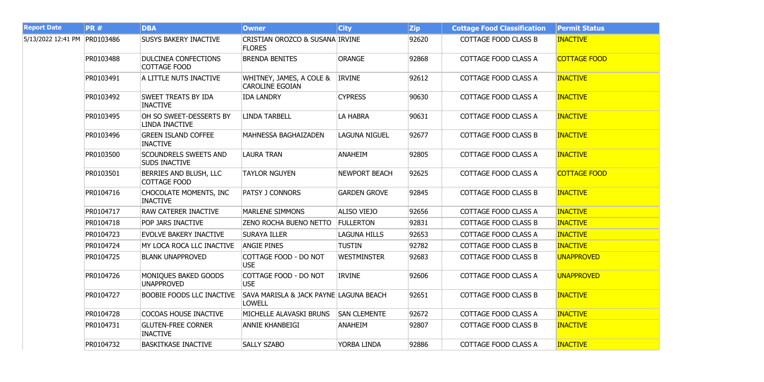| Report Date | PR # | DBA | Owner | City | Zip | Cottage Food Classification | Permit Status |
|---|---|---|---|---|---|---|---|
| 5/13/2022 12:41 PM | PR0103486 | SUSYS BAKERY INACTIVE | CRISTIAN OROZCO & SUSANA FLORES | IRVINE | 92620 | COTTAGE FOOD CLASS B | INACTIVE |
| | PR0103488 | DULCINEA CONFECTIONS COTTAGE FOOD | BRENDA BENITES | ORANGE | 92868 | COTTAGE FOOD CLASS A | COTTAGE FOOD |
| | PR0103491 | A LITTLE NUTS INACTIVE | WHITNEY, JAMES, A COLE & CAROLINE EGOIAN | IRVINE | 92612 | COTTAGE FOOD CLASS A | INACTIVE |
| | PR0103492 | SWEET TREATS BY IDA INACTIVE | IDA LANDRY | CYPRESS | 90630 | COTTAGE FOOD CLASS A | INACTIVE |
| | PR0103495 | OH SO SWEET-DESSERTS BY LINDA INACTIVE | LINDA TARBELL | LA HABRA | 90631 | COTTAGE FOOD CLASS A | INACTIVE |
| | PR0103496 | GREEN ISLAND COFFEE INACTIVE | MAHNESSA BAGHAIZADEN | LAGUNA NIGUEL | 92677 | COTTAGE FOOD CLASS B | INACTIVE |
| | PR0103500 | SCOUNDRELS SWEETS AND SUDS INACTIVE | LAURA TRAN | ANAHEIM | 92805 | COTTAGE FOOD CLASS A | INACTIVE |
| | PR0103501 | BERRIES AND BLUSH, LLC COTTAGE FOOD | TAYLOR NGUYEN | NEWPORT BEACH | 92625 | COTTAGE FOOD CLASS A | COTTAGE FOOD |
| | PR0104716 | CHOCOLATE MOMENTS, INC INACTIVE | PATSY J CONNORS | GARDEN GROVE | 92845 | COTTAGE FOOD CLASS B | INACTIVE |
| | PR0104717 | RAW CATERER INACTIVE | MARLENE SIMMONS | ALISO VIEJO | 92656 | COTTAGE FOOD CLASS A | INACTIVE |
| | PR0104718 | POP JARS INACTIVE | ZENO ROCHA BUENO NETTO | FULLERTON | 92831 | COTTAGE FOOD CLASS B | INACTIVE |
| | PR0104723 | EVOLVE BAKERY INACTIVE | SURAYA ILLER | LAGUNA HILLS | 92653 | COTTAGE FOOD CLASS A | INACTIVE |
| | PR0104724 | MY LOCA ROCA LLC INACTIVE | ANGIE PINES | TUSTIN | 92782 | COTTAGE FOOD CLASS B | INACTIVE |
| | PR0104725 | BLANK UNAPPROVED | COTTAGE FOOD - DO NOT USE | WESTMINSTER | 92683 | COTTAGE FOOD CLASS B | UNAPPROVED |
| | PR0104726 | MONIQUES BAKED GOODS UNAPPROVED | COTTAGE FOOD - DO NOT USE | IRVINE | 92606 | COTTAGE FOOD CLASS A | UNAPPROVED |
| | PR0104727 | BOOBIE FOODS LLC INACTIVE | SAVA MARISLA & JACK PAYNE LOWELL | LAGUNA BEACH | 92651 | COTTAGE FOOD CLASS B | INACTIVE |
| | PR0104728 | COCOAS HOUSE INACTIVE | MICHELLE ALAVASKI BRUNS | SAN CLEMENTE | 92672 | COTTAGE FOOD CLASS A | INACTIVE |
| | PR0104731 | GLUTEN-FREE CORNER INACTIVE | ANNIE KHANBEIGI | ANAHEIM | 92807 | COTTAGE FOOD CLASS B | INACTIVE |
| | PR0104732 | BASKITKASE INACTIVE | SALLY SZABO | YORBA LINDA | 92886 | COTTAGE FOOD CLASS A | INACTIVE |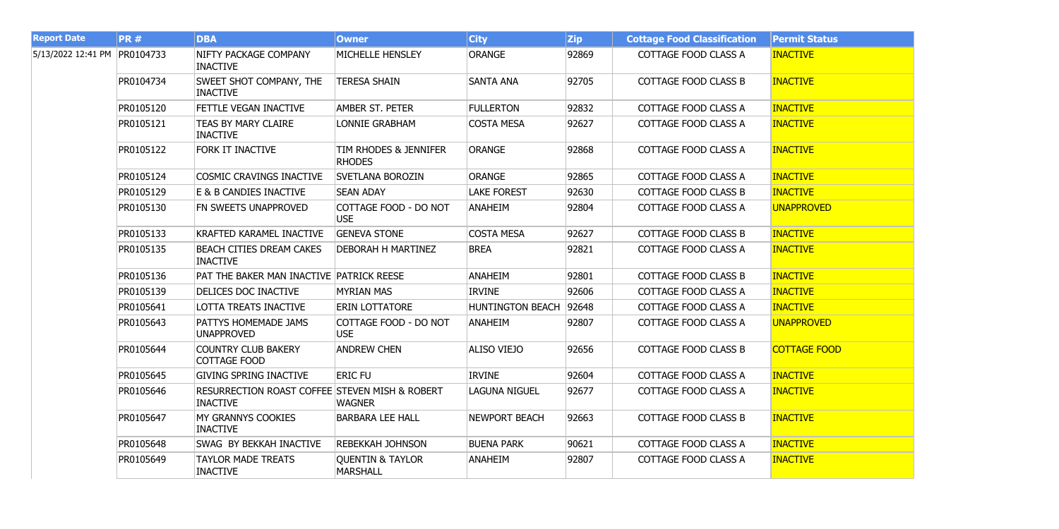| Report Date | PR # | DBA | Owner | City | Zip | Cottage Food Classification | Permit Status |
|---|---|---|---|---|---|---|---|
| 5/13/2022 12:41 PM | PR0104733 | NIFTY PACKAGE COMPANY INACTIVE | MICHELLE HENSLEY | ORANGE | 92869 | COTTAGE FOOD CLASS A | INACTIVE |
| | PR0104734 | SWEET SHOT COMPANY, THE INACTIVE | TERESA SHAIN | SANTA ANA | 92705 | COTTAGE FOOD CLASS B | INACTIVE |
| | PR0105120 | FETTLE VEGAN INACTIVE | AMBER ST. PETER | FULLERTON | 92832 | COTTAGE FOOD CLASS A | INACTIVE |
| | PR0105121 | TEAS BY MARY CLAIRE INACTIVE | LONNIE GRABHAM | COSTA MESA | 92627 | COTTAGE FOOD CLASS A | INACTIVE |
| | PR0105122 | FORK IT INACTIVE | TIM RHODES & JENNIFER RHODES | ORANGE | 92868 | COTTAGE FOOD CLASS A | INACTIVE |
| | PR0105124 | COSMIC CRAVINGS INACTIVE | SVETLANA BOROZIN | ORANGE | 92865 | COTTAGE FOOD CLASS A | INACTIVE |
| | PR0105129 | E & B CANDIES INACTIVE | SEAN ADAY | LAKE FOREST | 92630 | COTTAGE FOOD CLASS B | INACTIVE |
| | PR0105130 | FN SWEETS UNAPPROVED | COTTAGE FOOD - DO NOT USE | ANAHEIM | 92804 | COTTAGE FOOD CLASS A | UNAPPROVED |
| | PR0105133 | KRAFTED KARAMEL INACTIVE | GENEVA STONE | COSTA MESA | 92627 | COTTAGE FOOD CLASS B | INACTIVE |
| | PR0105135 | BEACH CITIES DREAM CAKES INACTIVE | DEBORAH H MARTINEZ | BREA | 92821 | COTTAGE FOOD CLASS A | INACTIVE |
| | PR0105136 | PAT THE BAKER MAN INACTIVE | PATRICK REESE | ANAHEIM | 92801 | COTTAGE FOOD CLASS B | INACTIVE |
| | PR0105139 | DELICES DOC INACTIVE | MYRIAN MAS | IRVINE | 92606 | COTTAGE FOOD CLASS A | INACTIVE |
| | PR0105641 | LOTTA TREATS INACTIVE | ERIN LOTTATORE | HUNTINGTON BEACH | 92648 | COTTAGE FOOD CLASS A | INACTIVE |
| | PR0105643 | PATTYS HOMEMADE JAMS UNAPPROVED | COTTAGE FOOD - DO NOT USE | ANAHEIM | 92807 | COTTAGE FOOD CLASS A | UNAPPROVED |
| | PR0105644 | COUNTRY CLUB BAKERY COTTAGE FOOD | ANDREW CHEN | ALISO VIEJO | 92656 | COTTAGE FOOD CLASS B | COTTAGE FOOD |
| | PR0105645 | GIVING SPRING INACTIVE | ERIC FU | IRVINE | 92604 | COTTAGE FOOD CLASS A | INACTIVE |
| | PR0105646 | RESURRECTION ROAST COFFEE INACTIVE | STEVEN MISH & ROBERT WAGNER | LAGUNA NIGUEL | 92677 | COTTAGE FOOD CLASS A | INACTIVE |
| | PR0105647 | MY GRANNYS COOKIES INACTIVE | BARBARA LEE HALL | NEWPORT BEACH | 92663 | COTTAGE FOOD CLASS B | INACTIVE |
| | PR0105648 | SWAG BY BEKKAH INACTIVE | REBEKKAH JOHNSON | BUENA PARK | 90621 | COTTAGE FOOD CLASS A | INACTIVE |
| | PR0105649 | TAYLOR MADE TREATS INACTIVE | QUENTIN & TAYLOR MARSHALL | ANAHEIM | 92807 | COTTAGE FOOD CLASS A | INACTIVE |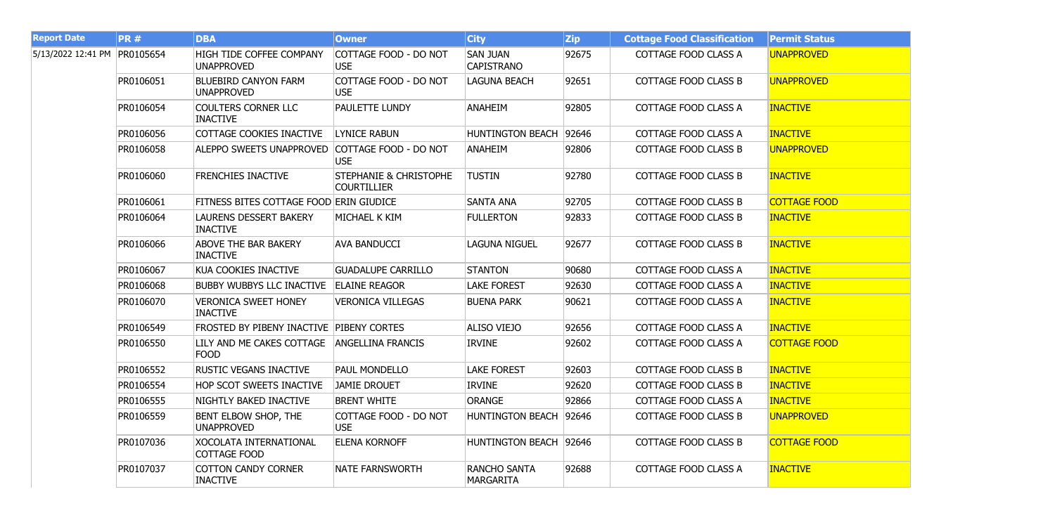| Report Date | PR # | DBA | Owner | City | Zip | Cottage Food Classification | Permit Status |
|---|---|---|---|---|---|---|---|
| 5/13/2022 12:41 PM | PR0105654 | HIGH TIDE COFFEE COMPANY UNAPPROVED | COTTAGE FOOD - DO NOT USE | SAN JUAN CAPISTRANO | 92675 | COTTAGE FOOD CLASS A | UNAPPROVED |
| | PR0106051 | BLUEBIRD CANYON FARM UNAPPROVED | COTTAGE FOOD - DO NOT USE | LAGUNA BEACH | 92651 | COTTAGE FOOD CLASS B | UNAPPROVED |
| | PR0106054 | COULTERS CORNER LLC INACTIVE | PAULETTE LUNDY | ANAHEIM | 92805 | COTTAGE FOOD CLASS A | INACTIVE |
| | PR0106056 | COTTAGE COOKIES INACTIVE | LYNICE RABUN | HUNTINGTON BEACH | 92646 | COTTAGE FOOD CLASS A | INACTIVE |
| | PR0106058 | ALEPPO SWEETS UNAPPROVED | COTTAGE FOOD - DO NOT USE | ANAHEIM | 92806 | COTTAGE FOOD CLASS B | UNAPPROVED |
| | PR0106060 | FRENCHIES INACTIVE | STEPHANIE & CHRISTOPHE COURTILLIER | TUSTIN | 92780 | COTTAGE FOOD CLASS B | INACTIVE |
| | PR0106061 | FITNESS BITES COTTAGE FOOD | ERIN GIUDICE | SANTA ANA | 92705 | COTTAGE FOOD CLASS B | COTTAGE FOOD |
| | PR0106064 | LAURENS DESSERT BAKERY INACTIVE | MICHAEL K KIM | FULLERTON | 92833 | COTTAGE FOOD CLASS B | INACTIVE |
| | PR0106066 | ABOVE THE BAR BAKERY INACTIVE | AVA BANDUCCI | LAGUNA NIGUEL | 92677 | COTTAGE FOOD CLASS B | INACTIVE |
| | PR0106067 | KUA COOKIES INACTIVE | GUADALUPE CARRILLO | STANTON | 90680 | COTTAGE FOOD CLASS A | INACTIVE |
| | PR0106068 | BUBBY WUBBYS LLC INACTIVE | ELAINE REAGOR | LAKE FOREST | 92630 | COTTAGE FOOD CLASS A | INACTIVE |
| | PR0106070 | VERONICA SWEET HONEY INACTIVE | VERONICA VILLEGAS | BUENA PARK | 90621 | COTTAGE FOOD CLASS A | INACTIVE |
| | PR0106549 | FROSTED BY PIBENY INACTIVE | PIBENY CORTES | ALISO VIEJO | 92656 | COTTAGE FOOD CLASS A | INACTIVE |
| | PR0106550 | LILY AND ME CAKES COTTAGE FOOD | ANGELLINA FRANCIS | IRVINE | 92602 | COTTAGE FOOD CLASS A | COTTAGE FOOD |
| | PR0106552 | RUSTIC VEGANS INACTIVE | PAUL MONDELLO | LAKE FOREST | 92603 | COTTAGE FOOD CLASS B | INACTIVE |
| | PR0106554 | HOP SCOT SWEETS INACTIVE | JAMIE DROUET | IRVINE | 92620 | COTTAGE FOOD CLASS B | INACTIVE |
| | PR0106555 | NIGHTLY BAKED INACTIVE | BRENT WHITE | ORANGE | 92866 | COTTAGE FOOD CLASS A | INACTIVE |
| | PR0106559 | BENT ELBOW SHOP, THE UNAPPROVED | COTTAGE FOOD - DO NOT USE | HUNTINGTON BEACH | 92646 | COTTAGE FOOD CLASS B | UNAPPROVED |
| | PR0107036 | XOCOLATA INTERNATIONAL COTTAGE FOOD | ELENA KORNOFF | HUNTINGTON BEACH | 92646 | COTTAGE FOOD CLASS B | COTTAGE FOOD |
| | PR0107037 | COTTON CANDY CORNER INACTIVE | NATE FARNSWORTH | RANCHO SANTA MARGARITA | 92688 | COTTAGE FOOD CLASS A | INACTIVE |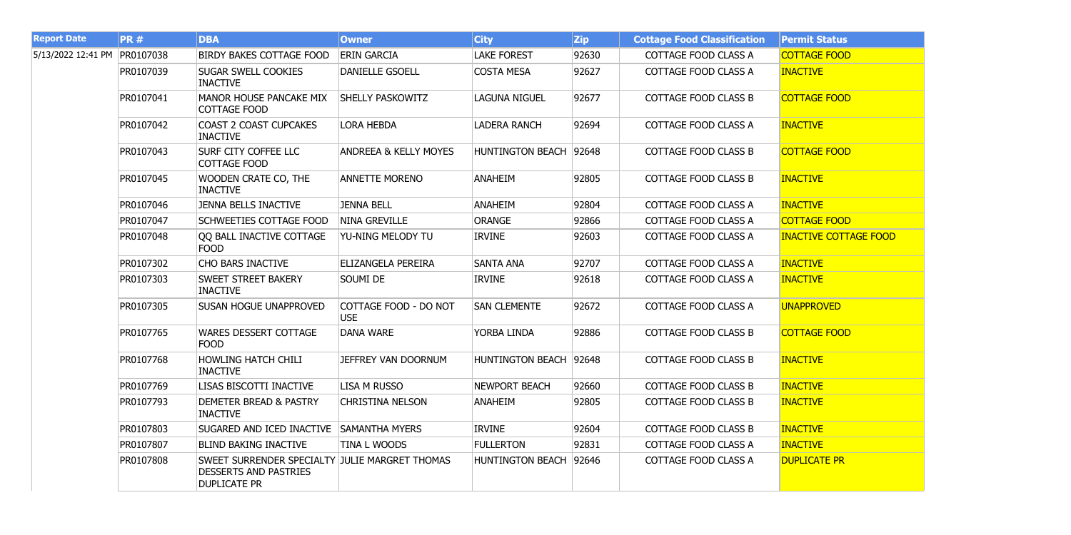| Report Date | PR # | DBA | Owner | City | Zip | Cottage Food Classification | Permit Status |
|---|---|---|---|---|---|---|---|
| 5/13/2022 12:41 PM | PR0107038 | BIRDY BAKES COTTAGE FOOD | ERIN GARCIA | LAKE FOREST | 92630 | COTTAGE FOOD CLASS A | COTTAGE FOOD |
| | PR0107039 | SUGAR SWELL COOKIES INACTIVE | DANIELLE GSOELL | COSTA MESA | 92627 | COTTAGE FOOD CLASS A | INACTIVE |
| | PR0107041 | MANOR HOUSE PANCAKE MIX COTTAGE FOOD | SHELLY PASKOWITZ | LAGUNA NIGUEL | 92677 | COTTAGE FOOD CLASS B | COTTAGE FOOD |
| | PR0107042 | COAST 2 COAST CUPCAKES INACTIVE | LORA HEBDA | LADERA RANCH | 92694 | COTTAGE FOOD CLASS A | INACTIVE |
| | PR0107043 | SURF CITY COFFEE LLC COTTAGE FOOD | ANDREEA & KELLY MOYES | HUNTINGTON BEACH | 92648 | COTTAGE FOOD CLASS B | COTTAGE FOOD |
| | PR0107045 | WOODEN CRATE CO, THE INACTIVE | ANNETTE MORENO | ANAHEIM | 92805 | COTTAGE FOOD CLASS B | INACTIVE |
| | PR0107046 | JENNA BELLS INACTIVE | JENNA BELL | ANAHEIM | 92804 | COTTAGE FOOD CLASS A | INACTIVE |
| | PR0107047 | SCHWEETIES COTTAGE FOOD | NINA GREVILLE | ORANGE | 92866 | COTTAGE FOOD CLASS A | COTTAGE FOOD |
| | PR0107048 | QQ BALL INACTIVE COTTAGE FOOD | YU-NING MELODY TU | IRVINE | 92603 | COTTAGE FOOD CLASS A | INACTIVE COTTAGE FOOD |
| | PR0107302 | CHO BARS INACTIVE | ELIZANGELA PEREIRA | SANTA ANA | 92707 | COTTAGE FOOD CLASS A | INACTIVE |
| | PR0107303 | SWEET STREET BAKERY INACTIVE | SOUMI DE | IRVINE | 92618 | COTTAGE FOOD CLASS A | INACTIVE |
| | PR0107305 | SUSAN HOGUE UNAPPROVED | COTTAGE FOOD - DO NOT USE | SAN CLEMENTE | 92672 | COTTAGE FOOD CLASS A | UNAPPROVED |
| | PR0107765 | WARES DESSERT COTTAGE FOOD | DANA WARE | YORBA LINDA | 92886 | COTTAGE FOOD CLASS B | COTTAGE FOOD |
| | PR0107768 | HOWLING HATCH CHILI INACTIVE | JEFFREY VAN DOORNUM | HUNTINGTON BEACH | 92648 | COTTAGE FOOD CLASS B | INACTIVE |
| | PR0107769 | LISAS BISCOTTI INACTIVE | LISA M RUSSO | NEWPORT BEACH | 92660 | COTTAGE FOOD CLASS B | INACTIVE |
| | PR0107793 | DEMETER BREAD & PASTRY INACTIVE | CHRISTINA NELSON | ANAHEIM | 92805 | COTTAGE FOOD CLASS B | INACTIVE |
| | PR0107803 | SUGARED AND ICED INACTIVE | SAMANTHA MYERS | IRVINE | 92604 | COTTAGE FOOD CLASS B | INACTIVE |
| | PR0107807 | BLIND BAKING INACTIVE | TINA L WOODS | FULLERTON | 92831 | COTTAGE FOOD CLASS A | INACTIVE |
| | PR0107808 | SWEET SURRENDER SPECIALTY DESSERTS AND PASTRIES DUPLICATE PR | JULIE MARGRET THOMAS | HUNTINGTON BEACH | 92646 | COTTAGE FOOD CLASS A | DUPLICATE PR |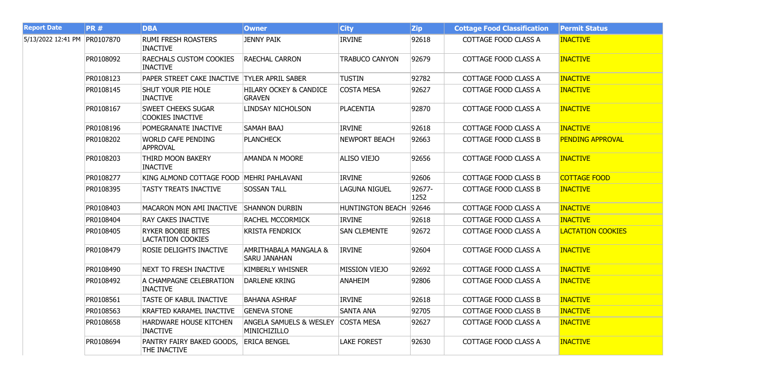| Report Date | PR # | DBA | Owner | City | Zip | Cottage Food Classification | Permit Status |
|---|---|---|---|---|---|---|---|
| 5/13/2022 12:41 PM | PR0107870 | RUMI FRESH ROASTERS INACTIVE | JENNY PAIK | IRVINE | 92618 | COTTAGE FOOD CLASS A | INACTIVE |
| | PR0108092 | RAECHALS CUSTOM COOKIES INACTIVE | RAECHAL CARRON | TRABUCO CANYON | 92679 | COTTAGE FOOD CLASS A | INACTIVE |
| | PR0108123 | PAPER STREET CAKE INACTIVE | TYLER APRIL SABER | TUSTIN | 92782 | COTTAGE FOOD CLASS A | INACTIVE |
| | PR0108145 | SHUT YOUR PIE HOLE INACTIVE | HILARY OCKEY & CANDICE GRAVEN | COSTA MESA | 92627 | COTTAGE FOOD CLASS A | INACTIVE |
| | PR0108167 | SWEET CHEEKS SUGAR COOKIES INACTIVE | LINDSAY NICHOLSON | PLACENTIA | 92870 | COTTAGE FOOD CLASS A | INACTIVE |
| | PR0108196 | POMEGRANATE INACTIVE | SAMAH BAAJ | IRVINE | 92618 | COTTAGE FOOD CLASS A | INACTIVE |
| | PR0108202 | WORLD CAFE PENDING APPROVAL | PLANCHECK | NEWPORT BEACH | 92663 | COTTAGE FOOD CLASS B | PENDING APPROVAL |
| | PR0108203 | THIRD MOON BAKERY INACTIVE | AMANDA N MOORE | ALISO VIEJO | 92656 | COTTAGE FOOD CLASS A | INACTIVE |
| | PR0108277 | KING ALMOND COTTAGE FOOD | MEHRI PAHLAVANI | IRVINE | 92606 | COTTAGE FOOD CLASS B | COTTAGE FOOD |
| | PR0108395 | TASTY TREATS INACTIVE | SOSSAN TALL | LAGUNA NIGUEL | 92677-1252 | COTTAGE FOOD CLASS B | INACTIVE |
| | PR0108403 | MACARON MON AMI INACTIVE | SHANNON DURBIN | HUNTINGTON BEACH | 92646 | COTTAGE FOOD CLASS A | INACTIVE |
| | PR0108404 | RAY CAKES INACTIVE | RACHEL MCCORMICK | IRVINE | 92618 | COTTAGE FOOD CLASS A | INACTIVE |
| | PR0108405 | RYKER BOOBIE BITES LACTATION COOKIES | KRISTA FENDRICK | SAN CLEMENTE | 92672 | COTTAGE FOOD CLASS A | LACTATION COOKIES |
| | PR0108479 | ROSIE DELIGHTS INACTIVE | AMRITHABALA MANGALA & SARU JANAHAN | IRVINE | 92604 | COTTAGE FOOD CLASS A | INACTIVE |
| | PR0108490 | NEXT TO FRESH INACTIVE | KIMBERLY WHISNER | MISSION VIEJO | 92692 | COTTAGE FOOD CLASS A | INACTIVE |
| | PR0108492 | A CHAMPAGNE CELEBRATION INACTIVE | DARLENE KRING | ANAHEIM | 92806 | COTTAGE FOOD CLASS A | INACTIVE |
| | PR0108561 | TASTE OF KABUL INACTIVE | BAHANA ASHRAF | IRVINE | 92618 | COTTAGE FOOD CLASS B | INACTIVE |
| | PR0108563 | KRAFTED KARAMEL INACTIVE | GENEVA STONE | SANTA ANA | 92705 | COTTAGE FOOD CLASS B | INACTIVE |
| | PR0108658 | HARDWARE HOUSE KITCHEN INACTIVE | ANGELA SAMUELS & WESLEY MINICHIZILLO | COSTA MESA | 92627 | COTTAGE FOOD CLASS A | INACTIVE |
| | PR0108694 | PANTRY FAIRY BAKED GOODS, THE INACTIVE | ERICA BENGEL | LAKE FOREST | 92630 | COTTAGE FOOD CLASS A | INACTIVE |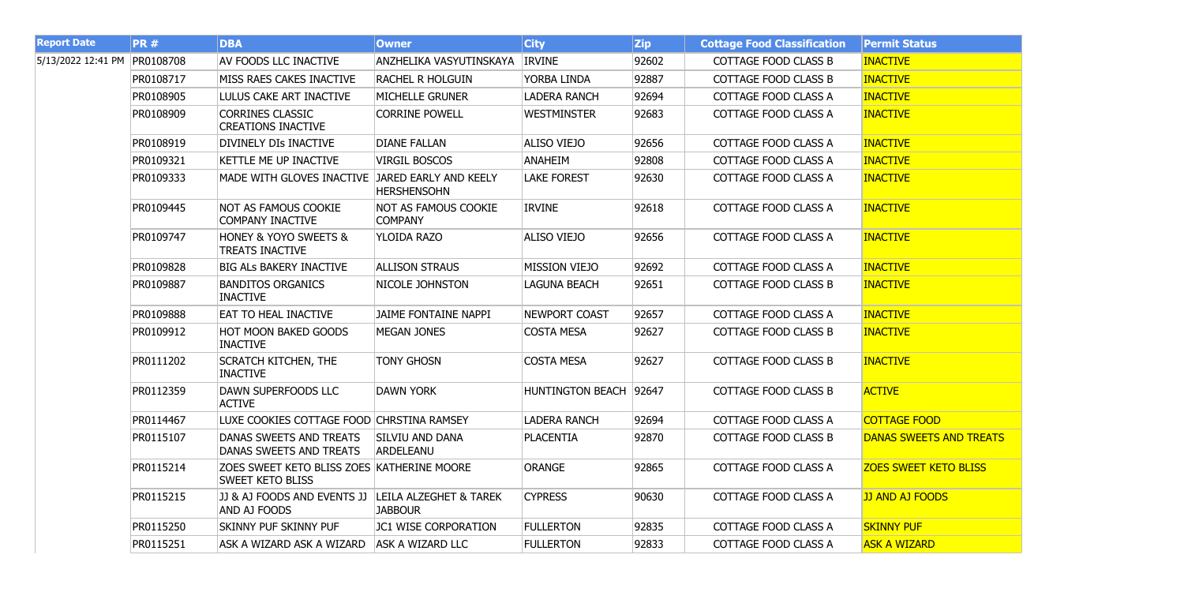| Report Date | PR # | DBA | Owner | City | Zip | Cottage Food Classification | Permit Status |
|---|---|---|---|---|---|---|---|
| 5/13/2022 12:41 PM | PR0108708 | AV FOODS LLC INACTIVE | ANZHELIKA VASYUTINSKAYA | IRVINE | 92602 | COTTAGE FOOD CLASS B | INACTIVE |
| | PR0108717 | MISS RAES CAKES INACTIVE | RACHEL R HOLGUIN | YORBA LINDA | 92887 | COTTAGE FOOD CLASS B | INACTIVE |
| | PR0108905 | LULUS CAKE ART INACTIVE | MICHELLE GRUNER | LADERA RANCH | 92694 | COTTAGE FOOD CLASS A | INACTIVE |
| | PR0108909 | CORRINES CLASSIC CREATIONS INACTIVE | CORRINE POWELL | WESTMINSTER | 92683 | COTTAGE FOOD CLASS A | INACTIVE |
| | PR0108919 | DIVINELY DIs INACTIVE | DIANE FALLAN | ALISO VIEJO | 92656 | COTTAGE FOOD CLASS A | INACTIVE |
| | PR0109321 | KETTLE ME UP INACTIVE | VIRGIL BOSCOS | ANAHEIM | 92808 | COTTAGE FOOD CLASS A | INACTIVE |
| | PR0109333 | MADE WITH GLOVES INACTIVE | JARED EARLY AND KEELY HERSHENSOHN | LAKE FOREST | 92630 | COTTAGE FOOD CLASS A | INACTIVE |
| | PR0109445 | NOT AS FAMOUS COOKIE COMPANY INACTIVE | NOT AS FAMOUS COOKIE COMPANY | IRVINE | 92618 | COTTAGE FOOD CLASS A | INACTIVE |
| | PR0109747 | HONEY & YOYO SWEETS & TREATS INACTIVE | YLOIDA RAZO | ALISO VIEJO | 92656 | COTTAGE FOOD CLASS A | INACTIVE |
| | PR0109828 | BIG ALs BAKERY INACTIVE | ALLISON STRAUS | MISSION VIEJO | 92692 | COTTAGE FOOD CLASS A | INACTIVE |
| | PR0109887 | BANDITOS ORGANICS INACTIVE | NICOLE JOHNSTON | LAGUNA BEACH | 92651 | COTTAGE FOOD CLASS B | INACTIVE |
| | PR0109888 | EAT TO HEAL INACTIVE | JAIME FONTAINE NAPPI | NEWPORT COAST | 92657 | COTTAGE FOOD CLASS A | INACTIVE |
| | PR0109912 | HOT MOON BAKED GOODS INACTIVE | MEGAN JONES | COSTA MESA | 92627 | COTTAGE FOOD CLASS B | INACTIVE |
| | PR0111202 | SCRATCH KITCHEN, THE INACTIVE | TONY GHOSN | COSTA MESA | 92627 | COTTAGE FOOD CLASS B | INACTIVE |
| | PR0112359 | DAWN SUPERFOODS LLC ACTIVE | DAWN YORK | HUNTINGTON BEACH | 92647 | COTTAGE FOOD CLASS B | ACTIVE |
| | PR0114467 | LUXE COOKIES COTTAGE FOOD | CHRSTINA RAMSEY | LADERA RANCH | 92694 | COTTAGE FOOD CLASS A | COTTAGE FOOD |
| | PR0115107 | DANAS SWEETS AND TREATS DANAS SWEETS AND TREATS | SILVIU AND DANA ARDELEANU | PLACENTIA | 92870 | COTTAGE FOOD CLASS B | DANAS SWEETS AND TREATS |
| | PR0115214 | ZOES SWEET KETO BLISS ZOES SWEET KETO BLISS | KATHERINE MOORE | ORANGE | 92865 | COTTAGE FOOD CLASS A | ZOES SWEET KETO BLISS |
| | PR0115215 | JJ & AJ FOODS AND EVENTS JJ AND AJ FOODS | LEILA ALZEGHET & TAREK JABBOUR | CYPRESS | 90630 | COTTAGE FOOD CLASS A | JJ AND AJ FOODS |
| | PR0115250 | SKINNY PUF SKINNY PUF | JC1 WISE CORPORATION | FULLERTON | 92835 | COTTAGE FOOD CLASS A | SKINNY PUF |
| | PR0115251 | ASK A WIZARD ASK A WIZARD | ASK A WIZARD LLC | FULLERTON | 92833 | COTTAGE FOOD CLASS A | ASK A WIZARD |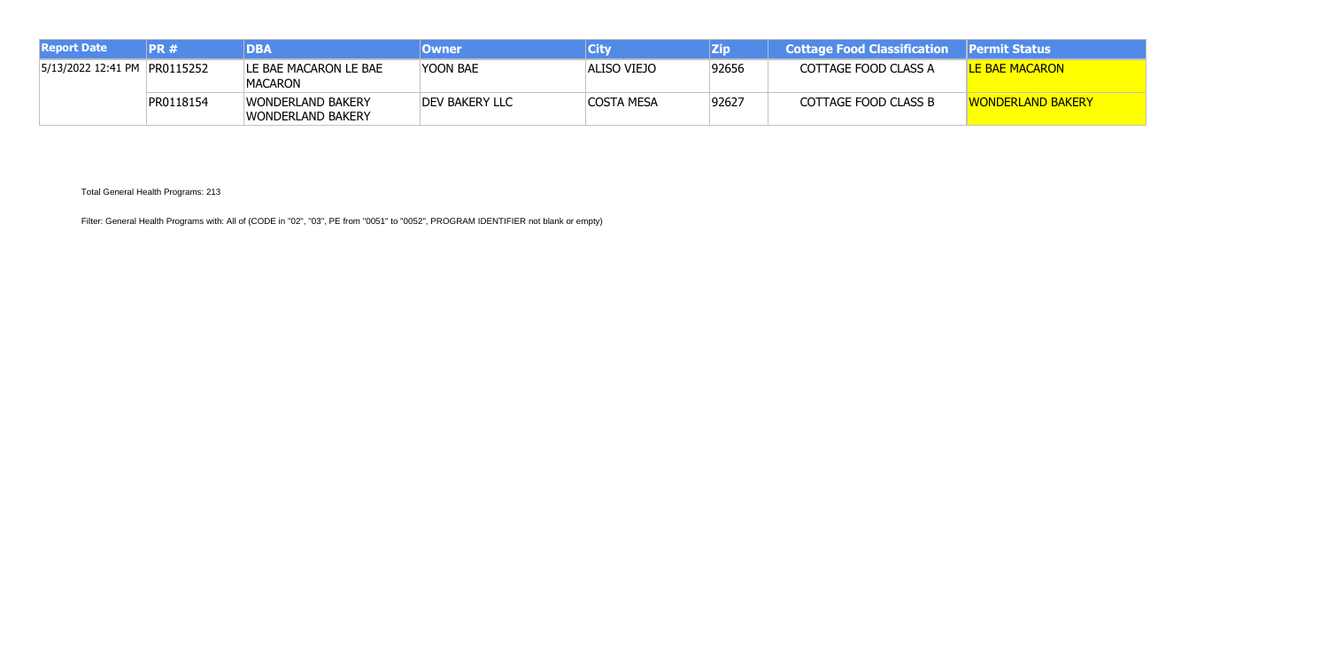| Report Date | PR # | DBA | Owner | City | Zip | Cottage Food Classification | Permit Status |
|---|---|---|---|---|---|---|---|
| 5/13/2022 12:41 PM | PR0115252 | LE BAE MACARON LE BAE MACARON | YOON BAE | ALISO VIEJO | 92656 | COTTAGE FOOD CLASS A | LE BAE MACARON |
| | PR0118154 | WONDERLAND BAKERY WONDERLAND BAKERY | DEV BAKERY LLC | COSTA MESA | 92627 | COTTAGE FOOD CLASS B | WONDERLAND BAKERY |

Total General Health Programs: 213

Filter: General Health Programs with: All of (CODE in "02", "03", PE from "0051" to "0052", PROGRAM IDENTIFIER not blank or empty)